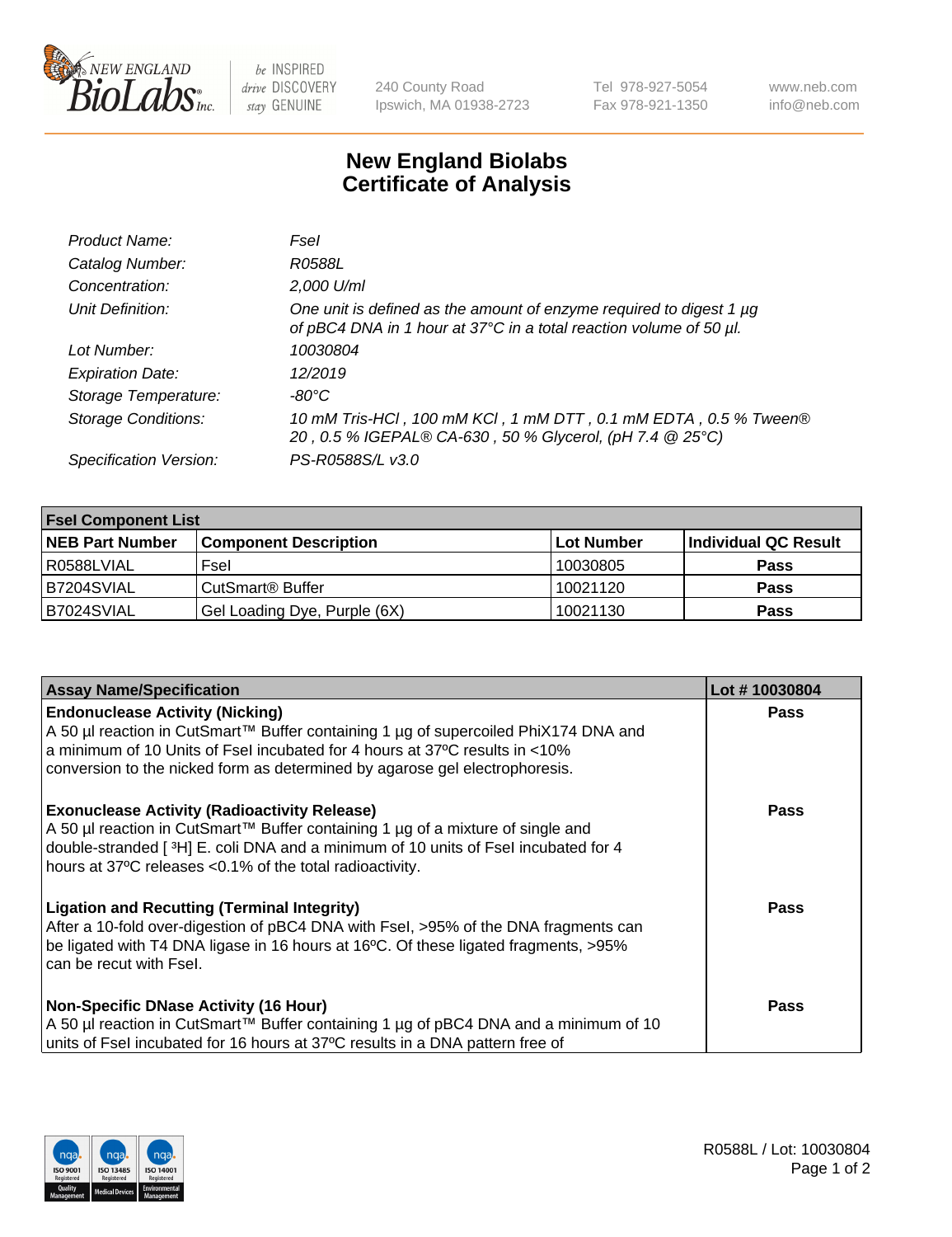New England Biolabs — be INSPIRED drive DISCOVERY stay GENUINE

240 County Road
Ipswich, MA 01938-2723

Tel 978-927-5054
Fax 978-921-1350

www.neb.com
info@neb.com

# New England Biolabs Certificate of Analysis

| | |
|---|---|
| *Product Name:* | *FseI* |
| *Catalog Number:* | *R0588L* |
| *Concentration:* | *2,000 U/ml* |
| *Unit Definition:* | *One unit is defined as the amount of enzyme required to digest 1 µg of pBC4 DNA in 1 hour at 37°C in a total reaction volume of 50 µl.* |
| *Lot Number:* | *10030804* |
| *Expiration Date:* | *12/2019* |
| *Storage Temperature:* | *-80°C* |
| *Storage Conditions:* | *10 mM Tris-HCl , 100 mM KCl , 1 mM DTT , 0.1 mM EDTA , 0.5 % Tween® 20 , 0.5 % IGEPAL® CA-630 , 50 % Glycerol, (pH 7.4 @ 25°C)* |
| *Specification Version:* | *PS-R0588S/L v3.0* |

| FseI Component List | | | |
|---|---|---|---|
| **NEB Part Number** | **Component Description** | **Lot Number** | **Individual QC Result** |
| R0588LVIAL | FseI | 10030805 | **Pass** |
| B7204SVIAL | CutSmart® Buffer | 10021120 | **Pass** |
| B7024SVIAL | Gel Loading Dye, Purple (6X) | 10021130 | **Pass** |

| Assay Name/Specification | Lot # 10030804 |
|---|---|
| **Endonuclease Activity (Nicking)**<br>A 50 µl reaction in CutSmart™ Buffer containing 1 µg of supercoiled PhiX174 DNA and a minimum of 10 Units of FseI incubated for 4 hours at 37ºC results in <10% conversion to the nicked form as determined by agarose gel electrophoresis. | **Pass** |
| **Exonuclease Activity (Radioactivity Release)**<br>A 50 µl reaction in CutSmart™ Buffer containing 1 µg of a mixture of single and double-stranded [ $^{3}$H] E. coli DNA and a minimum of 10 units of FseI incubated for 4 hours at 37ºC releases <0.1% of the total radioactivity. | **Pass** |
| **Ligation and Recutting (Terminal Integrity)**<br>After a 10-fold over-digestion of pBC4 DNA with FseI, >95% of the DNA fragments can be ligated with T4 DNA ligase in 16 hours at 16ºC. Of these ligated fragments, >95% can be recut with FseI. | **Pass** |
| **Non-Specific DNase Activity (16 Hour)**<br>A 50 µl reaction in CutSmart™ Buffer containing 1 µg of pBC4 DNA and a minimum of 10 units of FseI incubated for 16 hours at 37ºC results in a DNA pattern free of | **Pass** |

R0588L / Lot: 10030804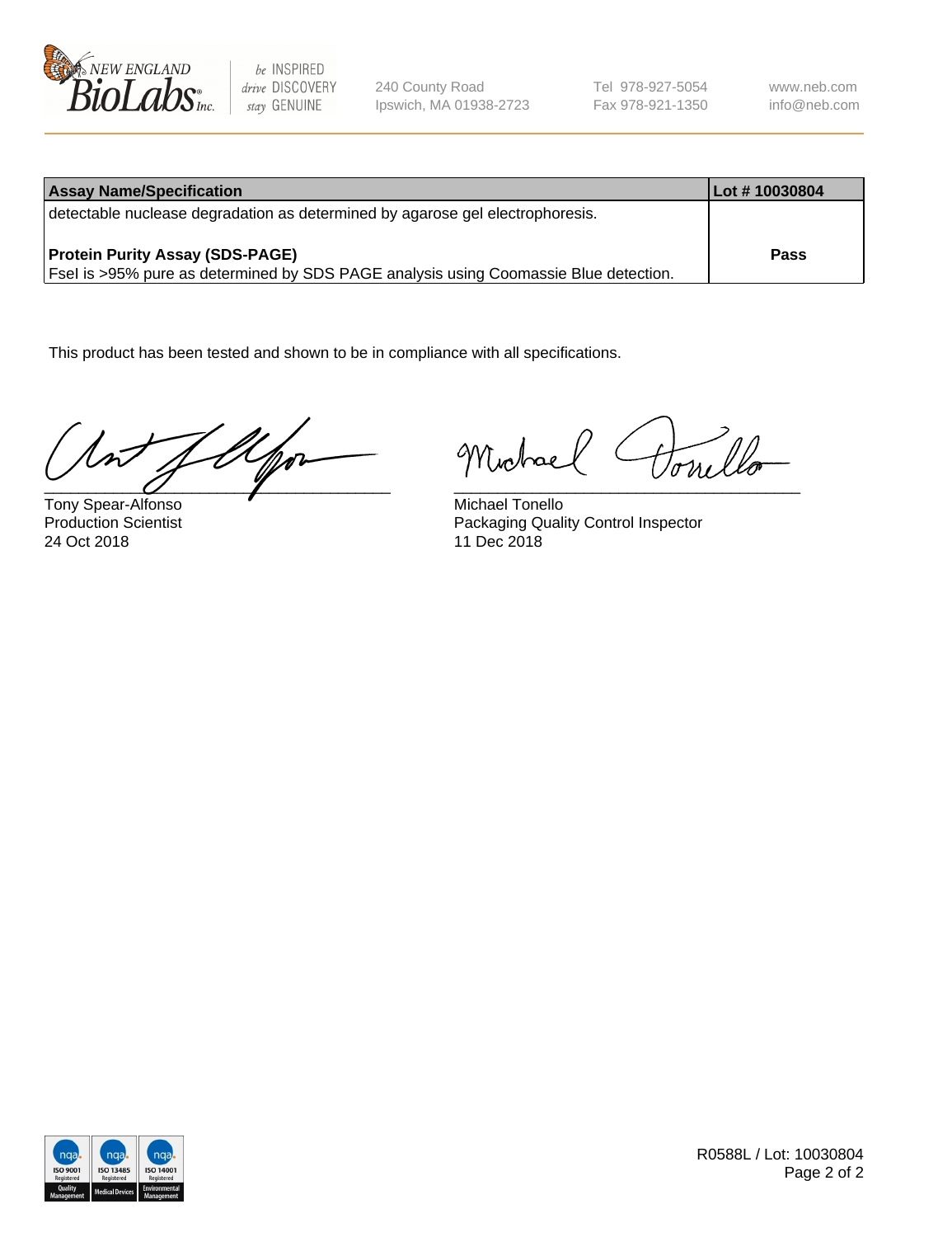be INSPIRED
drive DISCOVERY
stay GENUINE

240 County Road
Ipswich, MA 01938-2723

Tel 978-927-5054
Fax 978-921-1350

www.neb.com
info@neb.com

| Assay Name/Specification | Lot # 10030804 |
| --- | --- |
| detectable nuclease degradation as determined by agarose gel electrophoresis. | |
| **Protein Purity Assay (SDS-PAGE)**<br>FseI is >95% pure as determined by SDS PAGE analysis using Coomassie Blue detection. | **Pass** |

This product has been tested and shown to be in compliance with all specifications.

Tony Spear-Alfonso
Production Scientist
24 Oct 2018

Michael Tonello
Packaging Quality Control Inspector
11 Dec 2018

R0588L / Lot: 10030804